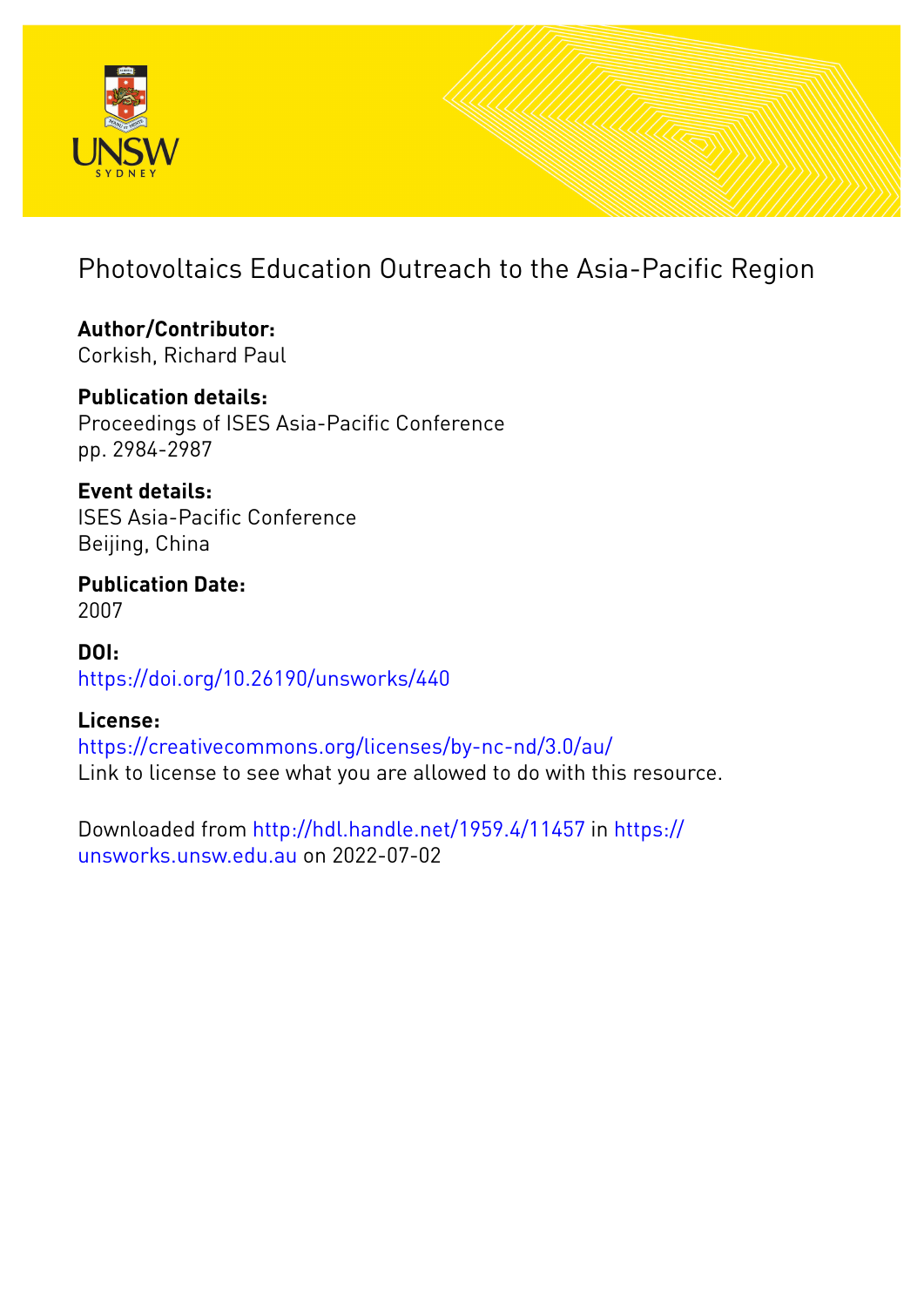# Photovoltaics Education Outreach to the Asia-Pacific Region

**Author/Contributor:**
Corkish, Richard Paul

**Publication details:**
Proceedings of ISES Asia-Pacific Conference
pp. 2984-2987

**Event details:**
ISES Asia-Pacific Conference
Beijing, China

**Publication Date:**
2007

**DOI:**
https://doi.org/10.26190/unsworks/440

**License:**
https://creativecommons.org/licenses/by-nc-nd/3.0/au/
Link to license to see what you are allowed to do with this resource.

Downloaded from http://hdl.handle.net/1959.4/11457 in https://unsworks.unsw.edu.au on 2022-07-02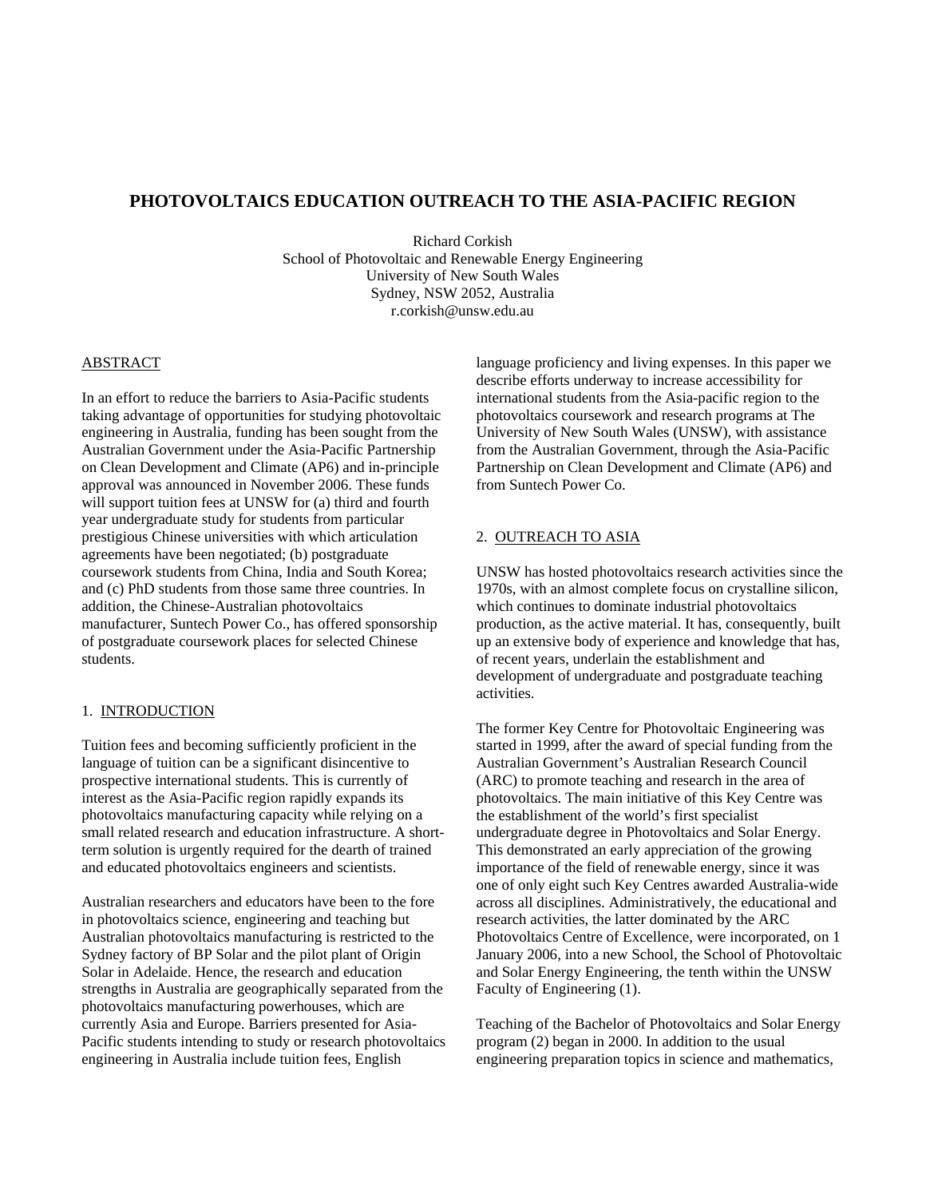# PHOTOVOLTAICS EDUCATION OUTREACH TO THE ASIA-PACIFIC REGION

Richard Corkish  
School of Photovoltaic and Renewable Energy Engineering  
University of New South Wales  
Sydney, NSW 2052, Australia  
r.corkish@unsw.edu.au

## ABSTRACT

In an effort to reduce the barriers to Asia-Pacific students taking advantage of opportunities for studying photovoltaic engineering in Australia, funding has been sought from the Australian Government under the Asia-Pacific Partnership on Clean Development and Climate (AP6) and in-principle approval was announced in November 2006. These funds will support tuition fees at UNSW for (a) third and fourth year undergraduate study for students from particular prestigious Chinese universities with which articulation agreements have been negotiated; (b) postgraduate coursework students from China, India and South Korea; and (c) PhD students from those same three countries. In addition, the Chinese-Australian photovoltaics manufacturer, Suntech Power Co., has offered sponsorship of postgraduate coursework places for selected Chinese students.

## 1. INTRODUCTION

Tuition fees and becoming sufficiently proficient in the language of tuition can be a significant disincentive to prospective international students. This is currently of interest as the Asia-Pacific region rapidly expands its photovoltaics manufacturing capacity while relying on a small related research and education infrastructure. A short-term solution is urgently required for the dearth of trained and educated photovoltaics engineers and scientists.

Australian researchers and educators have been to the fore in photovoltaics science, engineering and teaching but Australian photovoltaics manufacturing is restricted to the Sydney factory of BP Solar and the pilot plant of Origin Solar in Adelaide. Hence, the research and education strengths in Australia are geographically separated from the photovoltaics manufacturing powerhouses, which are currently Asia and Europe. Barriers presented for Asia-Pacific students intending to study or research photovoltaics engineering in Australia include tuition fees, English language proficiency and living expenses. In this paper we describe efforts underway to increase accessibility for international students from the Asia-pacific region to the photovoltaics coursework and research programs at The University of New South Wales (UNSW), with assistance from the Australian Government, through the Asia-Pacific Partnership on Clean Development and Climate (AP6) and from Suntech Power Co.

## 2. OUTREACH TO ASIA

UNSW has hosted photovoltaics research activities since the 1970s, with an almost complete focus on crystalline silicon, which continues to dominate industrial photovoltaics production, as the active material. It has, consequently, built up an extensive body of experience and knowledge that has, of recent years, underlain the establishment and development of undergraduate and postgraduate teaching activities.

The former Key Centre for Photovoltaic Engineering was started in 1999, after the award of special funding from the Australian Government's Australian Research Council (ARC) to promote teaching and research in the area of photovoltaics. The main initiative of this Key Centre was the establishment of the world's first specialist undergraduate degree in Photovoltaics and Solar Energy. This demonstrated an early appreciation of the growing importance of the field of renewable energy, since it was one of only eight such Key Centres awarded Australia-wide across all disciplines. Administratively, the educational and research activities, the latter dominated by the ARC Photovoltaics Centre of Excellence, were incorporated, on 1 January 2006, into a new School, the School of Photovoltaic and Solar Energy Engineering, the tenth within the UNSW Faculty of Engineering (1).

Teaching of the Bachelor of Photovoltaics and Solar Energy program (2) began in 2000. In addition to the usual engineering preparation topics in science and mathematics,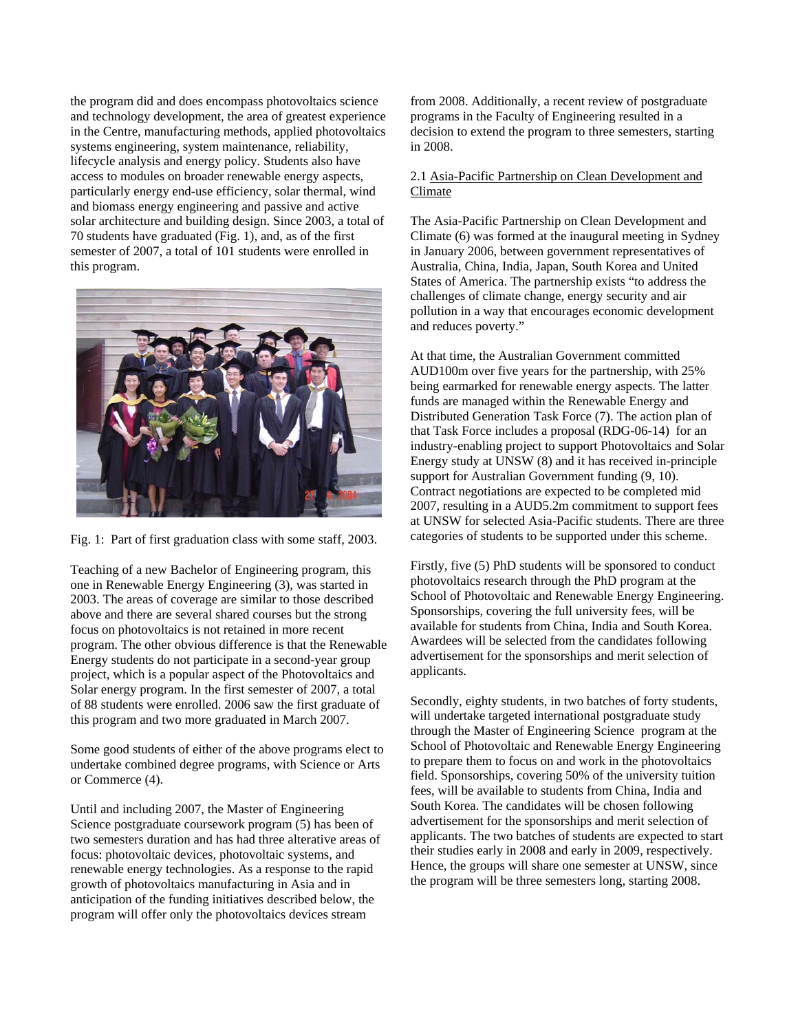the program did and does encompass photovoltaics science and technology development, the area of greatest experience in the Centre, manufacturing methods, applied photovoltaics systems engineering, system maintenance, reliability, lifecycle analysis and energy policy. Students also have access to modules on broader renewable energy aspects, particularly energy end-use efficiency, solar thermal, wind and biomass energy engineering and passive and active solar architecture and building design. Since 2003, a total of 70 students have graduated (Fig. 1), and, as of the first semester of 2007, a total of 101 students were enrolled in this program.

Fig. 1: Part of first graduation class with some staff, 2003.

Teaching of a new Bachelor of Engineering program, this one in Renewable Energy Engineering (3), was started in 2003. The areas of coverage are similar to those described above and there are several shared courses but the strong focus on photovoltaics is not retained in more recent program. The other obvious difference is that the Renewable Energy students do not participate in a second-year group project, which is a popular aspect of the Photovoltaics and Solar energy program. In the first semester of 2007, a total of 88 students were enrolled. 2006 saw the first graduate of this program and two more graduated in March 2007.

Some good students of either of the above programs elect to undertake combined degree programs, with Science or Arts or Commerce (4).

Until and including 2007, the Master of Engineering Science postgraduate coursework program (5) has been of two semesters duration and has had three alterative areas of focus: photovoltaic devices, photovoltaic systems, and renewable energy technologies. As a response to the rapid growth of photovoltaics manufacturing in Asia and in anticipation of the funding initiatives described below, the program will offer only the photovoltaics devices stream from 2008. Additionally, a recent review of postgraduate programs in the Faculty of Engineering resulted in a decision to extend the program to three semesters, starting in 2008.

### 2.1 Asia-Pacific Partnership on Clean Development and Climate

The Asia-Pacific Partnership on Clean Development and Climate (6) was formed at the inaugural meeting in Sydney in January 2006, between government representatives of Australia, China, India, Japan, South Korea and United States of America. The partnership exists "to address the challenges of climate change, energy security and air pollution in a way that encourages economic development and reduces poverty."

At that time, the Australian Government committed AUD100m over five years for the partnership, with 25% being earmarked for renewable energy aspects. The latter funds are managed within the Renewable Energy and Distributed Generation Task Force (7). The action plan of that Task Force includes a proposal (RDG-06-14) for an industry-enabling project to support Photovoltaics and Solar Energy study at UNSW (8) and it has received in-principle support for Australian Government funding (9, 10). Contract negotiations are expected to be completed mid 2007, resulting in a AUD5.2m commitment to support fees at UNSW for selected Asia-Pacific students. There are three categories of students to be supported under this scheme.

Firstly, five (5) PhD students will be sponsored to conduct photovoltaics research through the PhD program at the School of Photovoltaic and Renewable Energy Engineering. Sponsorships, covering the full university fees, will be available for students from China, India and South Korea. Awardees will be selected from the candidates following advertisement for the sponsorships and merit selection of applicants.

Secondly, eighty students, in two batches of forty students, will undertake targeted international postgraduate study through the Master of Engineering Science program at the School of Photovoltaic and Renewable Energy Engineering to prepare them to focus on and work in the photovoltaics field. Sponsorships, covering 50% of the university tuition fees, will be available to students from China, India and South Korea. The candidates will be chosen following advertisement for the sponsorships and merit selection of applicants. The two batches of students are expected to start their studies early in 2008 and early in 2009, respectively. Hence, the groups will share one semester at UNSW, since the program will be three semesters long, starting 2008.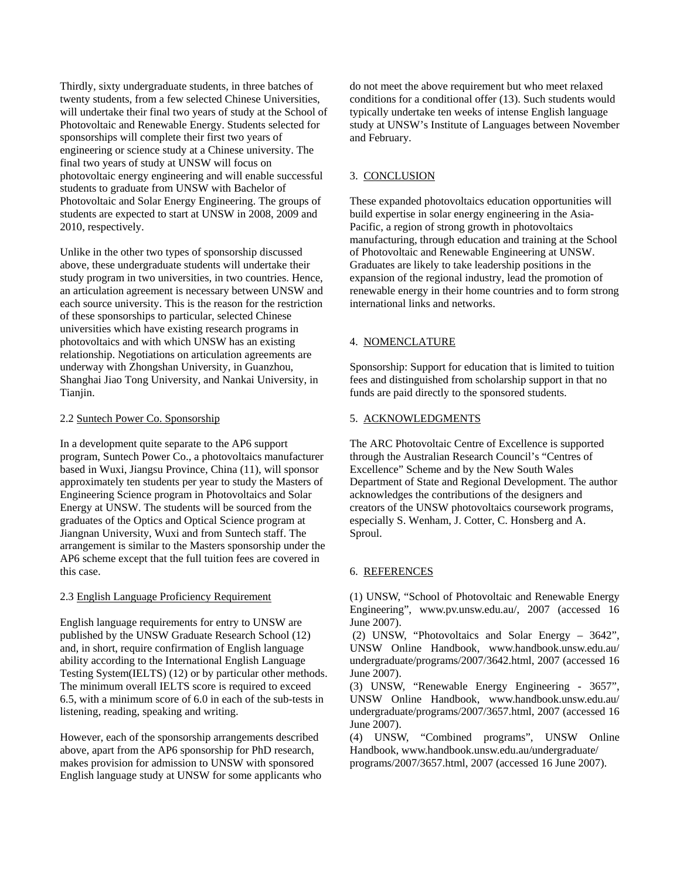Thirdly, sixty undergraduate students, in three batches of twenty students, from a few selected Chinese Universities, will undertake their final two years of study at the School of Photovoltaic and Renewable Energy. Students selected for sponsorships will complete their first two years of engineering or science study at a Chinese university. The final two years of study at UNSW will focus on photovoltaic energy engineering and will enable successful students to graduate from UNSW with Bachelor of Photovoltaic and Solar Energy Engineering. The groups of students are expected to start at UNSW in 2008, 2009 and 2010, respectively.

Unlike in the other two types of sponsorship discussed above, these undergraduate students will undertake their study program in two universities, in two countries. Hence, an articulation agreement is necessary between UNSW and each source university. This is the reason for the restriction of these sponsorships to particular, selected Chinese universities which have existing research programs in photovoltaics and with which UNSW has an existing relationship. Negotiations on articulation agreements are underway with Zhongshan University, in Guanzhou, Shanghai Jiao Tong University, and Nankai University, in Tianjin.

### 2.2 Suntech Power Co. Sponsorship

In a development quite separate to the AP6 support program, Suntech Power Co., a photovoltaics manufacturer based in Wuxi, Jiangsu Province, China (11), will sponsor approximately ten students per year to study the Masters of Engineering Science program in Photovoltaics and Solar Energy at UNSW. The students will be sourced from the graduates of the Optics and Optical Science program at Jiangnan University, Wuxi and from Suntech staff. The arrangement is similar to the Masters sponsorship under the AP6 scheme except that the full tuition fees are covered in this case.

### 2.3 English Language Proficiency Requirement

English language requirements for entry to UNSW are published by the UNSW Graduate Research School (12) and, in short, require confirmation of English language ability according to the International English Language Testing System(IELTS) (12) or by particular other methods. The minimum overall IELTS score is required to exceed 6.5, with a minimum score of 6.0 in each of the sub-tests in listening, reading, speaking and writing.

However, each of the sponsorship arrangements described above, apart from the AP6 sponsorship for PhD research, makes provision for admission to UNSW with sponsored English language study at UNSW for some applicants who do not meet the above requirement but who meet relaxed conditions for a conditional offer (13). Such students would typically undertake ten weeks of intense English language study at UNSW's Institute of Languages between November and February.

## 3. CONCLUSION

These expanded photovoltaics education opportunities will build expertise in solar energy engineering in the Asia-Pacific, a region of strong growth in photovoltaics manufacturing, through education and training at the School of Photovoltaic and Renewable Engineering at UNSW. Graduates are likely to take leadership positions in the expansion of the regional industry, lead the promotion of renewable energy in their home countries and to form strong international links and networks.

## 4. NOMENCLATURE

Sponsorship: Support for education that is limited to tuition fees and distinguished from scholarship support in that no funds are paid directly to the sponsored students.

## 5. ACKNOWLEDGMENTS

The ARC Photovoltaic Centre of Excellence is supported through the Australian Research Council's "Centres of Excellence" Scheme and by the New South Wales Department of State and Regional Development. The author acknowledges the contributions of the designers and creators of the UNSW photovoltaics coursework programs, especially S. Wenham, J. Cotter, C. Honsberg and A. Sproul.

## 6. REFERENCES

(1) UNSW, "School of Photovoltaic and Renewable Energy Engineering", www.pv.unsw.edu.au/, 2007 (accessed 16 June 2007).

(2) UNSW, "Photovoltaics and Solar Energy – 3642", UNSW Online Handbook, www.handbook.unsw.edu.au/undergraduate/programs/2007/3642.html, 2007 (accessed 16 June 2007).

(3) UNSW, "Renewable Energy Engineering - 3657", UNSW Online Handbook, www.handbook.unsw.edu.au/undergraduate/programs/2007/3657.html, 2007 (accessed 16 June 2007).

(4) UNSW, "Combined programs", UNSW Online Handbook, www.handbook.unsw.edu.au/undergraduate/programs/2007/3657.html, 2007 (accessed 16 June 2007).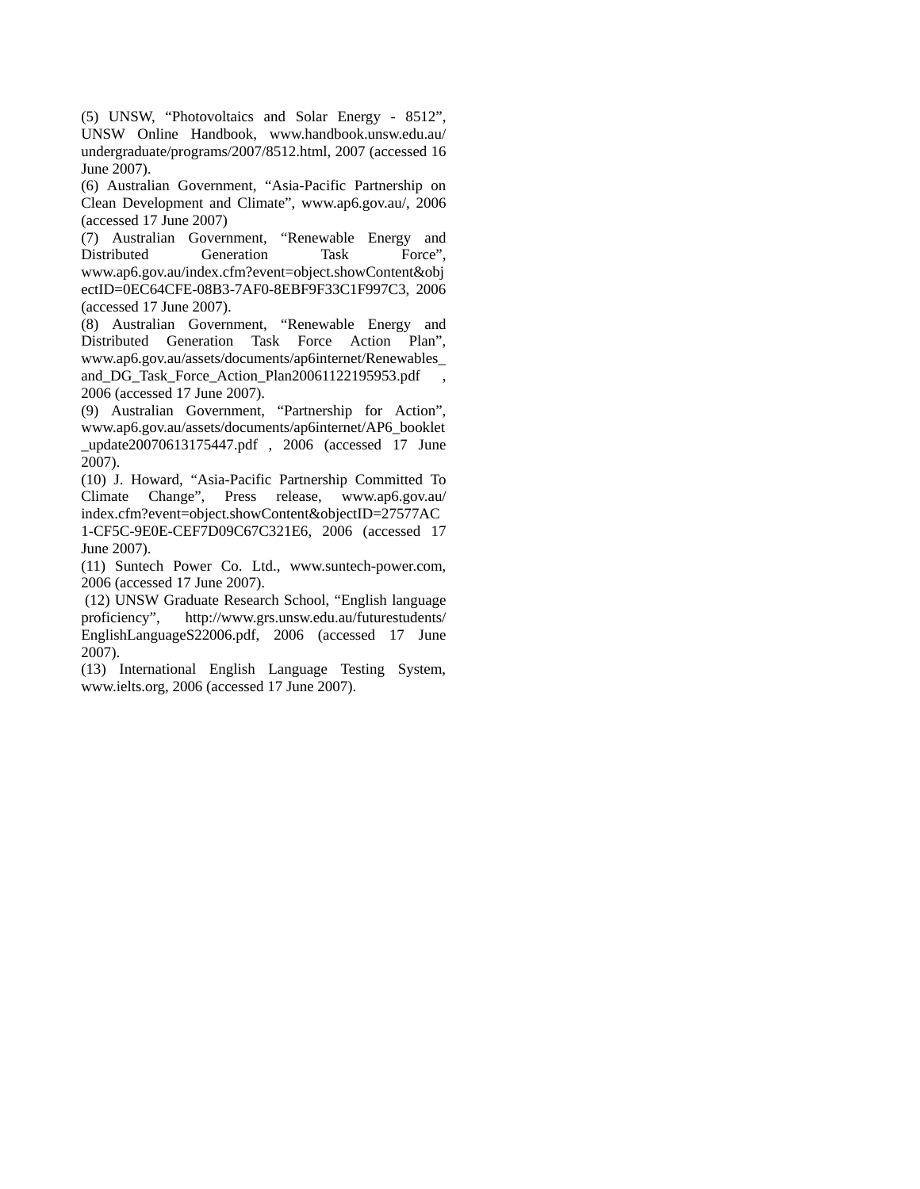(5) UNSW, “Photovoltaics and Solar Energy - 8512”, UNSW Online Handbook, www.handbook.unsw.edu.au/undergraduate/programs/2007/8512.html, 2007 (accessed 16 June 2007).

(6) Australian Government, “Asia-Pacific Partnership on Clean Development and Climate”, www.ap6.gov.au/, 2006 (accessed 17 June 2007)

(7) Australian Government, “Renewable Energy and Distributed Generation Task Force”, www.ap6.gov.au/index.cfm?event=object.showContent&objectID=0EC64CFE-08B3-7AF0-8EBF9F33C1F997C3, 2006 (accessed 17 June 2007).

(8) Australian Government, “Renewable Energy and Distributed Generation Task Force Action Plan”, www.ap6.gov.au/assets/documents/ap6internet/Renewables_and_DG_Task_Force_Action_Plan20061122195953.pdf , 2006 (accessed 17 June 2007).

(9) Australian Government, “Partnership for Action”, www.ap6.gov.au/assets/documents/ap6internet/AP6_booklet_update20070613175447.pdf , 2006 (accessed 17 June 2007).

(10) J. Howard, “Asia-Pacific Partnership Committed To Climate Change”, Press release, www.ap6.gov.au/index.cfm?event=object.showContent&objectID=27577AC1-CF5C-9E0E-CEF7D09C67C321E6, 2006 (accessed 17 June 2007).

(11) Suntech Power Co. Ltd., www.suntech-power.com, 2006 (accessed 17 June 2007).

(12) UNSW Graduate Research School, “English language proficiency”, http://www.grs.unsw.edu.au/futurestudents/EnglishLanguageS22006.pdf, 2006 (accessed 17 June 2007).

(13) International English Language Testing System, www.ielts.org, 2006 (accessed 17 June 2007).